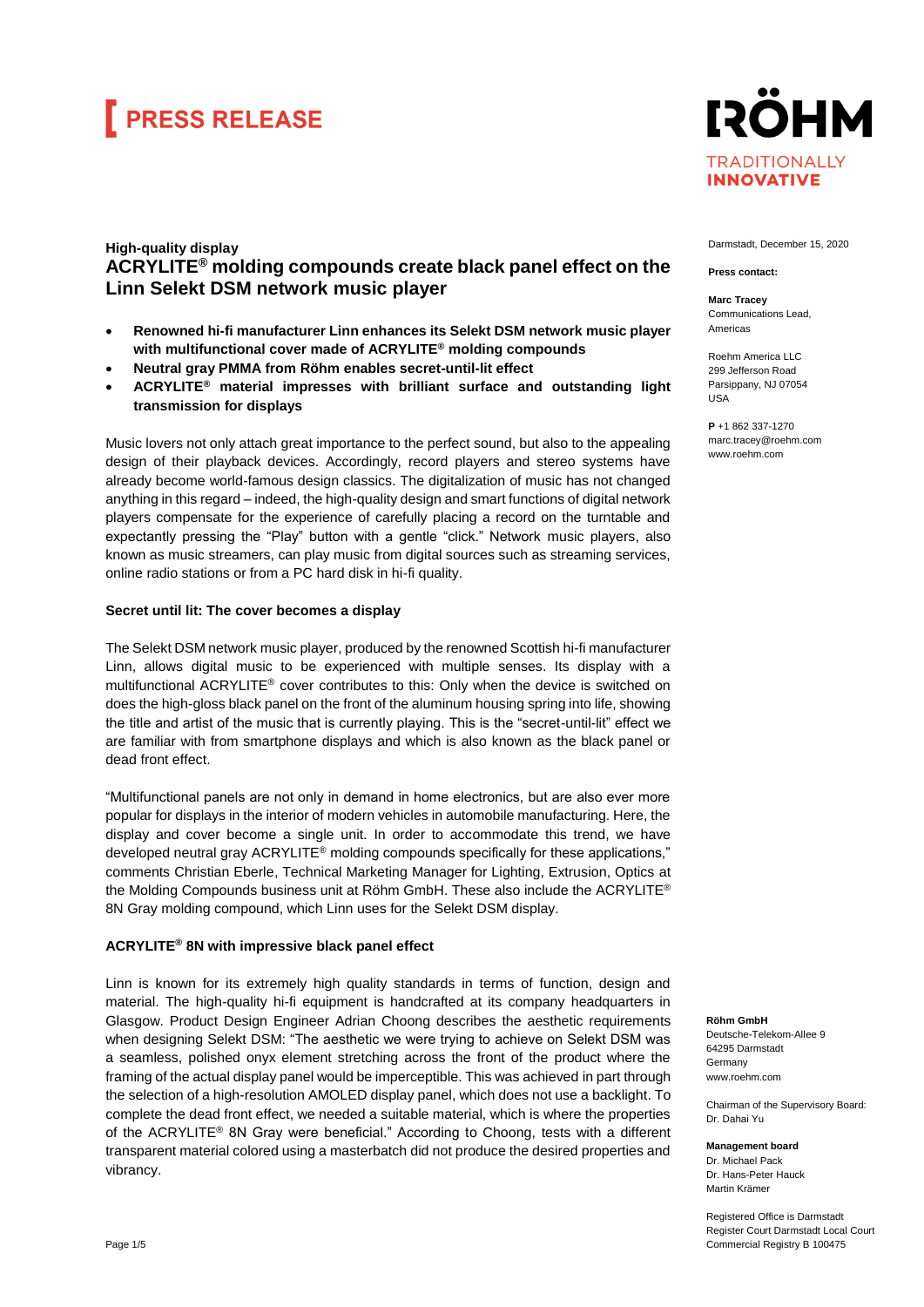# PRESS RELEASE

**RÖHM**
TRADITIONALLY
**INNOVATIVE**

Darmstadt, December 15, 2020

**Press contact:**

**Marc Tracey**
Communications Lead,
Americas

Roehm America LLC
299 Jefferson Road
Parsippany, NJ 07054
USA

**P** +1 862 337-1270
marc.tracey@roehm.com
www.roehm.com

**High-quality display**

## ACRYLITE® molding compounds create black panel effect on the Linn Selekt DSM network music player

- **Renowned hi-fi manufacturer Linn enhances its Selekt DSM network music player with multifunctional cover made of ACRYLITE® molding compounds**
- **Neutral gray PMMA from Röhm enables secret-until-lit effect**
- **ACRYLITE® material impresses with brilliant surface and outstanding light transmission for displays**

Music lovers not only attach great importance to the perfect sound, but also to the appealing design of their playback devices. Accordingly, record players and stereo systems have already become world-famous design classics. The digitalization of music has not changed anything in this regard – indeed, the high-quality design and smart functions of digital network players compensate for the experience of carefully placing a record on the turntable and expectantly pressing the "Play" button with a gentle "click." Network music players, also known as music streamers, can play music from digital sources such as streaming services, online radio stations or from a PC hard disk in hi-fi quality.

**Secret until lit: The cover becomes a display**

The Selekt DSM network music player, produced by the renowned Scottish hi-fi manufacturer Linn, allows digital music to be experienced with multiple senses. Its display with a multifunctional ACRYLITE® cover contributes to this: Only when the device is switched on does the high-gloss black panel on the front of the aluminum housing spring into life, showing the title and artist of the music that is currently playing. This is the "secret-until-lit" effect we are familiar with from smartphone displays and which is also known as the black panel or dead front effect.

"Multifunctional panels are not only in demand in home electronics, but are also ever more popular for displays in the interior of modern vehicles in automobile manufacturing. Here, the display and cover become a single unit. In order to accommodate this trend, we have developed neutral gray ACRYLITE® molding compounds specifically for these applications," comments Christian Eberle, Technical Marketing Manager for Lighting, Extrusion, Optics at the Molding Compounds business unit at Röhm GmbH. These also include the ACRYLITE® 8N Gray molding compound, which Linn uses for the Selekt DSM display.

**ACRYLITE® 8N with impressive black panel effect**

Linn is known for its extremely high quality standards in terms of function, design and material. The high-quality hi-fi equipment is handcrafted at its company headquarters in Glasgow. Product Design Engineer Adrian Choong describes the aesthetic requirements when designing Selekt DSM: "The aesthetic we were trying to achieve on Selekt DSM was a seamless, polished onyx element stretching across the front of the product where the framing of the actual display panel would be imperceptible. This was achieved in part through the selection of a high-resolution AMOLED display panel, which does not use a backlight. To complete the dead front effect, we needed a suitable material, which is where the properties of the ACRYLITE® 8N Gray were beneficial." According to Choong, tests with a different transparent material colored using a masterbatch did not produce the desired properties and vibrancy.

**Röhm GmbH**
Deutsche-Telekom-Allee 9
64295 Darmstadt
Germany
www.roehm.com

Chairman of the Supervisory Board:
Dr. Dahai Yu

**Management board**
Dr. Michael Pack
Dr. Hans-Peter Hauck
Martin Krämer

Registered Office is Darmstadt
Register Court Darmstadt Local Court
Commercial Registry B 100475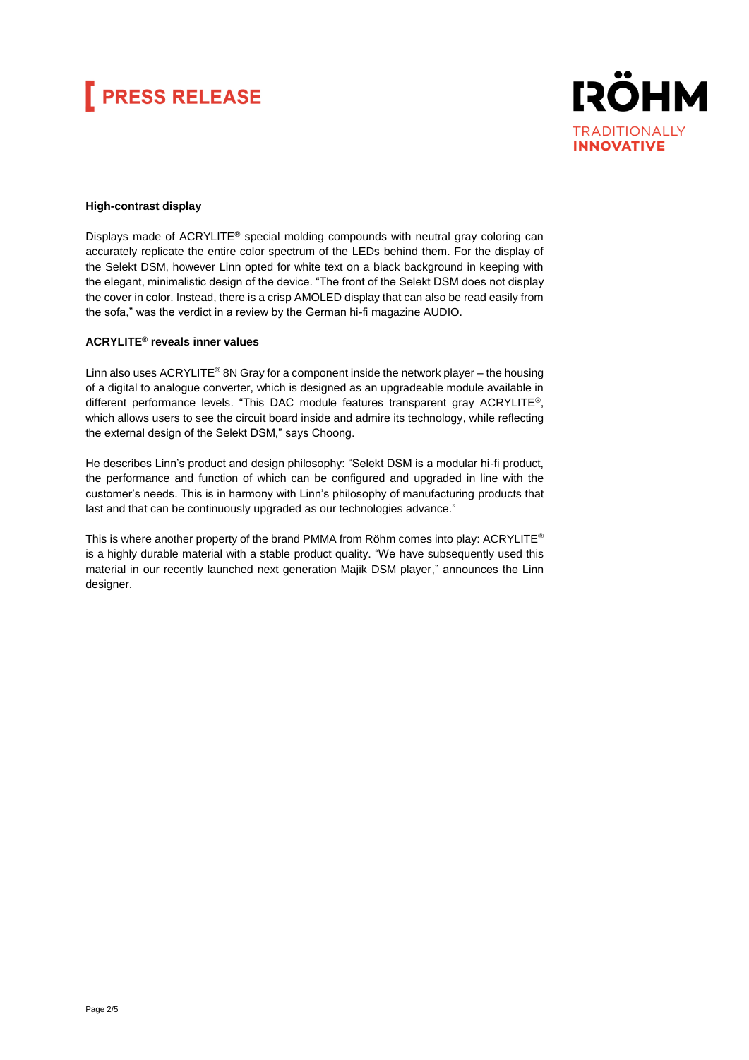**High-contrast display**

Displays made of ACRYLITE® special molding compounds with neutral gray coloring can accurately replicate the entire color spectrum of the LEDs behind them. For the display of the Selekt DSM, however Linn opted for white text on a black background in keeping with the elegant, minimalistic design of the device. "The front of the Selekt DSM does not display the cover in color. Instead, there is a crisp AMOLED display that can also be read easily from the sofa," was the verdict in a review by the German hi-fi magazine AUDIO.

**ACRYLITE® reveals inner values**

Linn also uses ACRYLITE® 8N Gray for a component inside the network player – the housing of a digital to analogue converter, which is designed as an upgradeable module available in different performance levels. "This DAC module features transparent gray ACRYLITE®, which allows users to see the circuit board inside and admire its technology, while reflecting the external design of the Selekt DSM," says Choong.

He describes Linn's product and design philosophy: "Selekt DSM is a modular hi-fi product, the performance and function of which can be configured and upgraded in line with the customer's needs. This is in harmony with Linn's philosophy of manufacturing products that last and that can be continuously upgraded as our technologies advance."

This is where another property of the brand PMMA from Röhm comes into play: ACRYLITE® is a highly durable material with a stable product quality. "We have subsequently used this material in our recently launched next generation Majik DSM player," announces the Linn designer.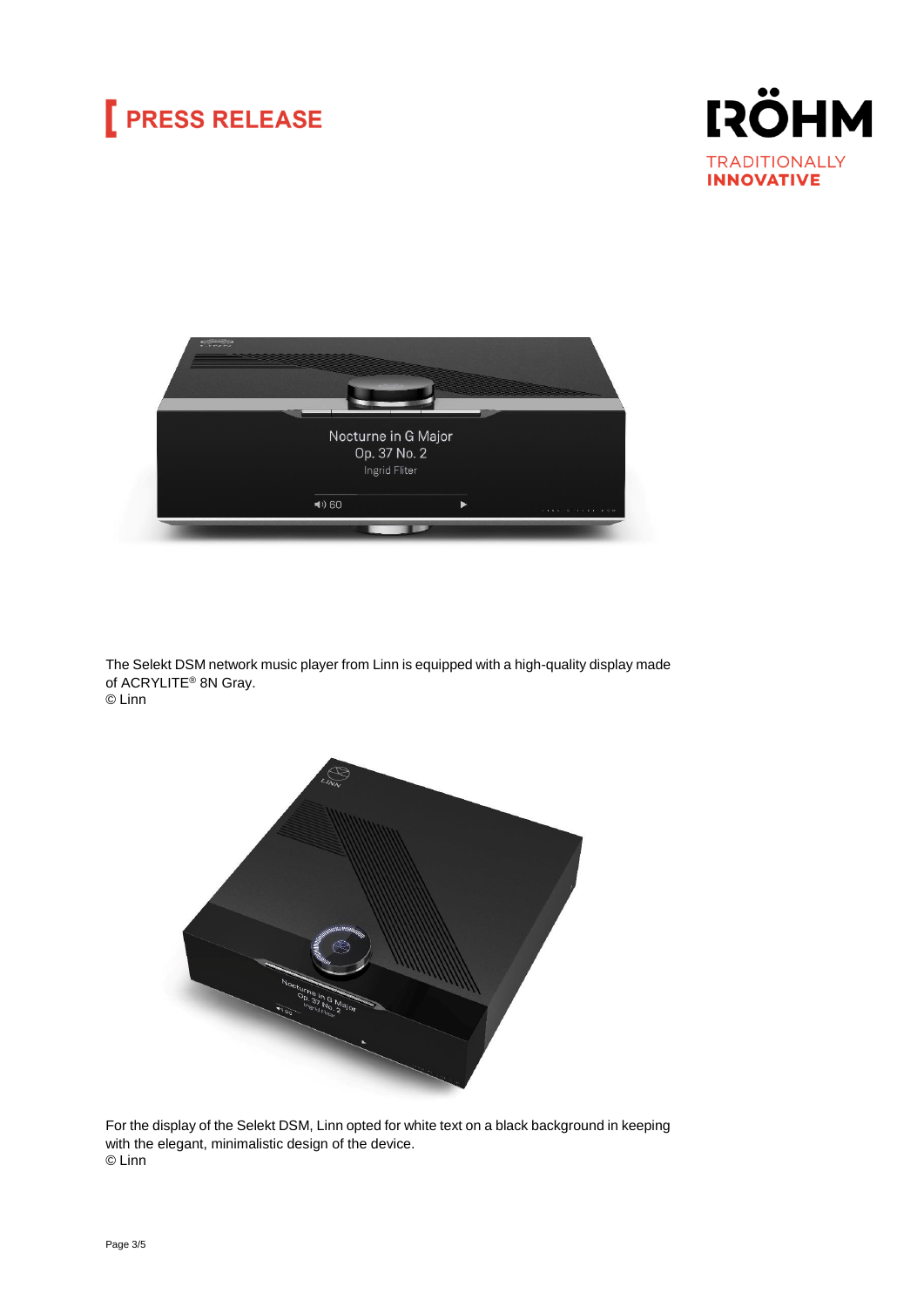The Selekt DSM network music player from Linn is equipped with a high-quality display made of ACRYLITE® 8N Gray.
© Linn

For the display of the Selekt DSM, Linn opted for white text on a black background in keeping with the elegant, minimalistic design of the device.
© Linn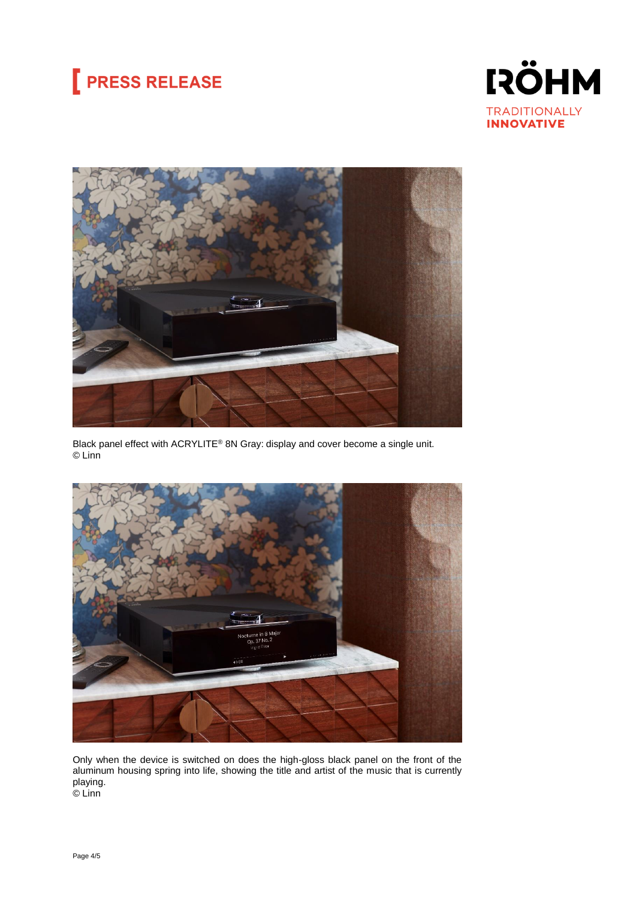Black panel effect with ACRYLITE® 8N Gray: display and cover become a single unit.
© Linn

Only when the device is switched on does the high-gloss black panel on the front of the aluminum housing spring into life, showing the title and artist of the music that is currently playing.
© Linn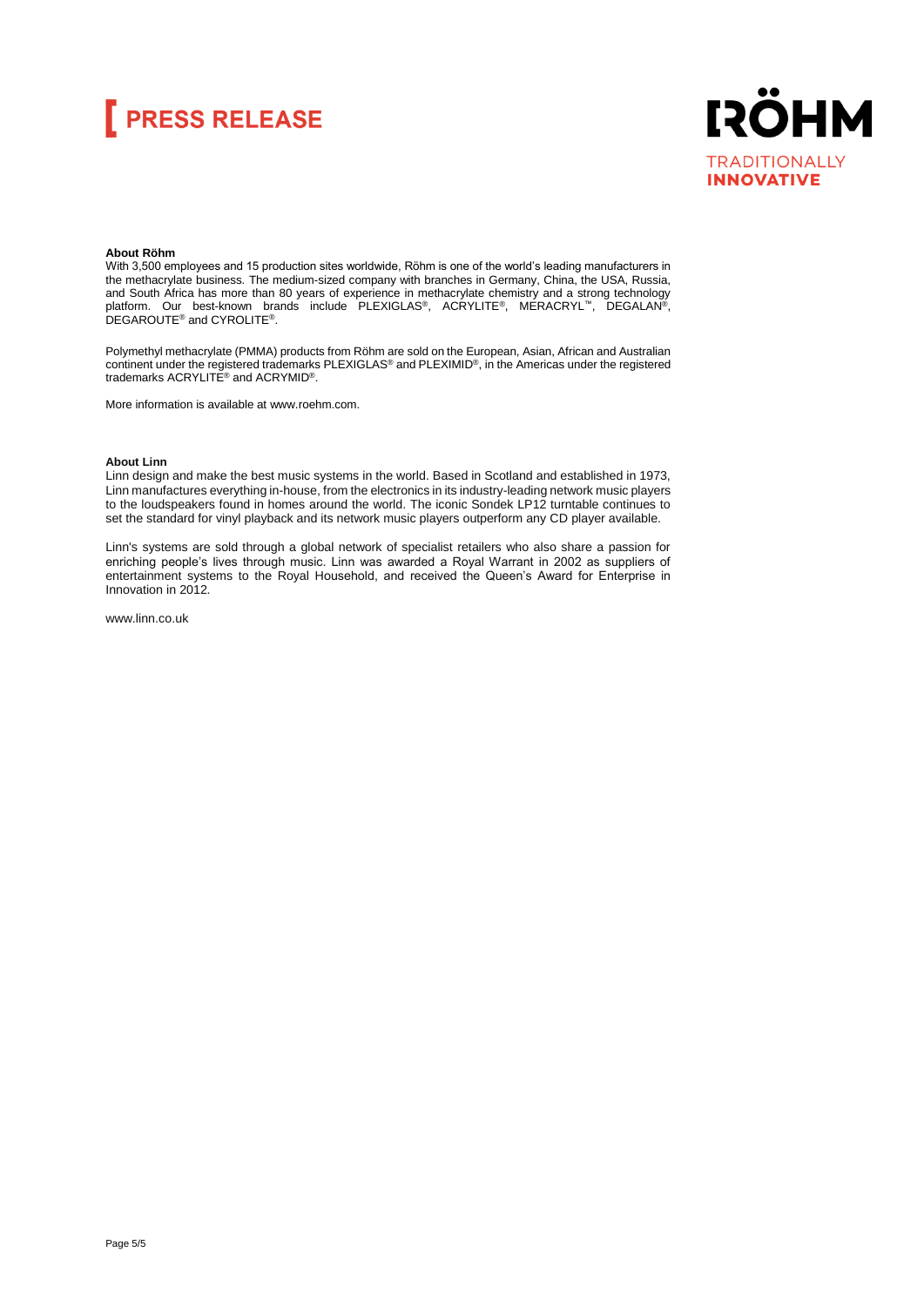**About Röhm**

With 3,500 employees and 15 production sites worldwide, Röhm is one of the world's leading manufacturers in the methacrylate business. The medium-sized company with branches in Germany, China, the USA, Russia, and South Africa has more than 80 years of experience in methacrylate chemistry and a strong technology platform. Our best-known brands include PLEXIGLAS®, ACRYLITE®, MERACRYL™, DEGALAN®, DEGAROUTE® and CYROLITE®.

Polymethyl methacrylate (PMMA) products from Röhm are sold on the European, Asian, African and Australian continent under the registered trademarks PLEXIGLAS® and PLEXIMID®, in the Americas under the registered trademarks ACRYLITE® and ACRYMID®.

More information is available at www.roehm.com.

**About Linn**

Linn design and make the best music systems in the world. Based in Scotland and established in 1973, Linn manufactures everything in-house, from the electronics in its industry-leading network music players to the loudspeakers found in homes around the world. The iconic Sondek LP12 turntable continues to set the standard for vinyl playback and its network music players outperform any CD player available.

Linn's systems are sold through a global network of specialist retailers who also share a passion for enriching people's lives through music. Linn was awarded a Royal Warrant in 2002 as suppliers of entertainment systems to the Royal Household, and received the Queen's Award for Enterprise in Innovation in 2012.

www.linn.co.uk